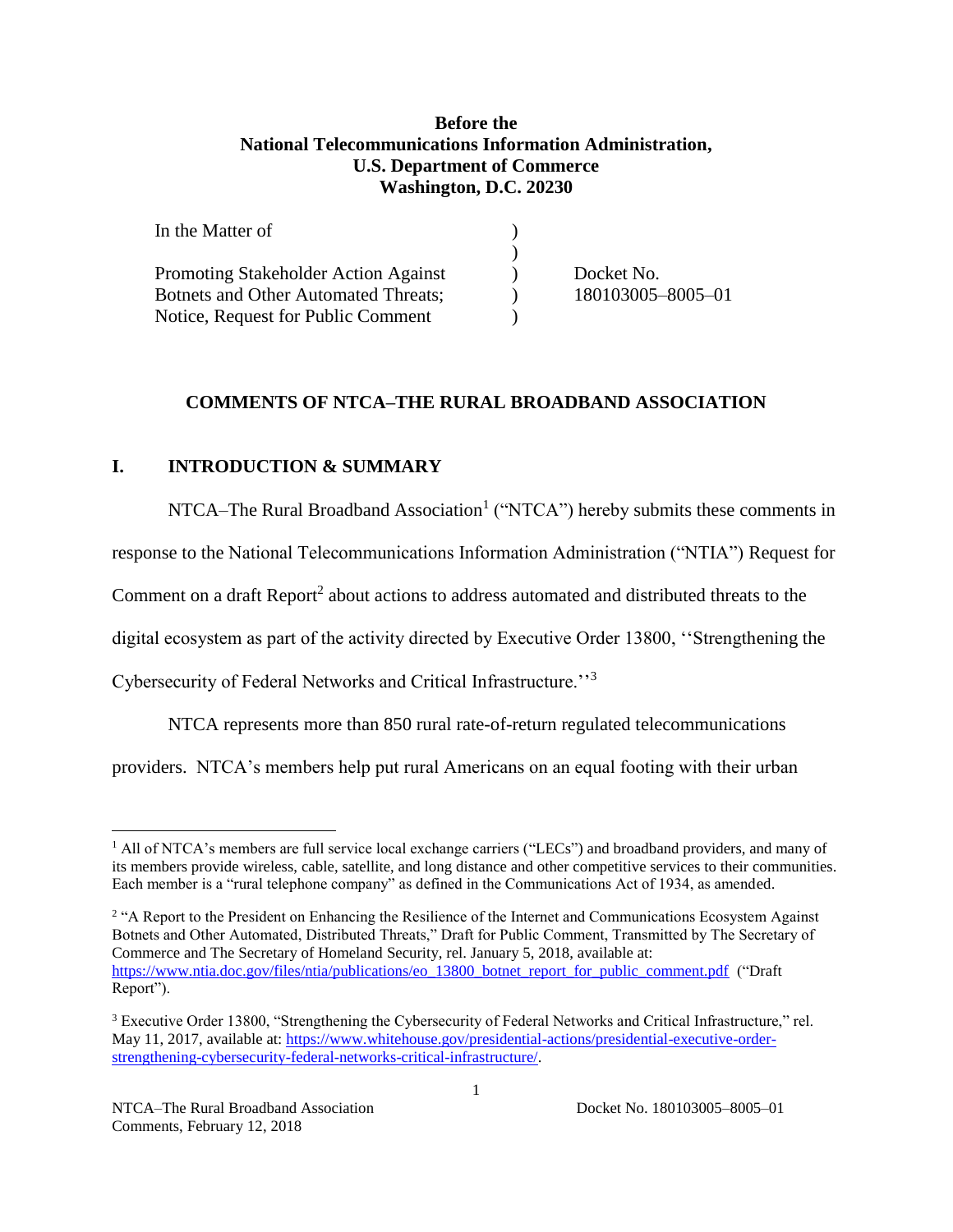**Before the**
**National Telecommunications Information Administration,**
**U.S. Department of Commerce**
**Washington, D.C. 20230**

| | | |
|---|---|---|
| In the Matter of | ) | |
| | ) | |
| Promoting Stakeholder Action Against | ) | Docket No. |
| Botnets and Other Automated Threats; | ) | 180103005–8005–01 |
| Notice, Request for Public Comment | ) | |

## COMMENTS OF NTCA–THE RURAL BROADBAND ASSOCIATION

## I. INTRODUCTION & SUMMARY

NTCA–The Rural Broadband Association[1] ("NTCA") hereby submits these comments in response to the National Telecommunications Information Administration ("NTIA") Request for Comment on a draft Report[2] about actions to address automated and distributed threats to the digital ecosystem as part of the activity directed by Executive Order 13800, ''Strengthening the Cybersecurity of Federal Networks and Critical Infrastructure.''[3]

NTCA represents more than 850 rural rate-of-return regulated telecommunications providers. NTCA's members help put rural Americans on an equal footing with their urban

---

[1] All of NTCA's members are full service local exchange carriers ("LECs") and broadband providers, and many of its members provide wireless, cable, satellite, and long distance and other competitive services to their communities. Each member is a "rural telephone company" as defined in the Communications Act of 1934, as amended.

[2] "A Report to the President on Enhancing the Resilience of the Internet and Communications Ecosystem Against Botnets and Other Automated, Distributed Threats," Draft for Public Comment, Transmitted by The Secretary of Commerce and The Secretary of Homeland Security, rel. January 5, 2018, available at: https://www.ntia.doc.gov/files/ntia/publications/eo_13800_botnet_report_for_public_comment.pdf ("Draft Report").

[3] Executive Order 13800, "Strengthening the Cybersecurity of Federal Networks and Critical Infrastructure," rel. May 11, 2017, available at: https://www.whitehouse.gov/presidential-actions/presidential-executive-order-strengthening-cybersecurity-federal-networks-critical-infrastructure/.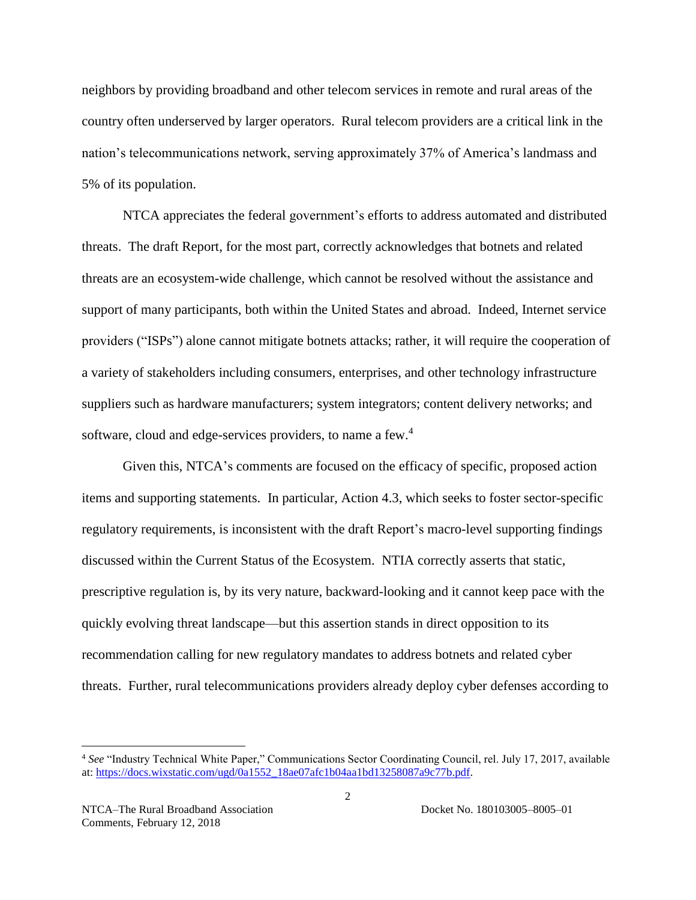neighbors by providing broadband and other telecom services in remote and rural areas of the country often underserved by larger operators. Rural telecom providers are a critical link in the nation's telecommunications network, serving approximately 37% of America's landmass and 5% of its population.

NTCA appreciates the federal government's efforts to address automated and distributed threats. The draft Report, for the most part, correctly acknowledges that botnets and related threats are an ecosystem-wide challenge, which cannot be resolved without the assistance and support of many participants, both within the United States and abroad. Indeed, Internet service providers ("ISPs") alone cannot mitigate botnets attacks; rather, it will require the cooperation of a variety of stakeholders including consumers, enterprises, and other technology infrastructure suppliers such as hardware manufacturers; system integrators; content delivery networks; and software, cloud and edge-services providers, to name a few.[4]

Given this, NTCA's comments are focused on the efficacy of specific, proposed action items and supporting statements. In particular, Action 4.3, which seeks to foster sector-specific regulatory requirements, is inconsistent with the draft Report's macro-level supporting findings discussed within the Current Status of the Ecosystem. NTIA correctly asserts that static, prescriptive regulation is, by its very nature, backward-looking and it cannot keep pace with the quickly evolving threat landscape—but this assertion stands in direct opposition to its recommendation calling for new regulatory mandates to address botnets and related cyber threats. Further, rural telecommunications providers already deploy cyber defenses according to

[4] *See* "Industry Technical White Paper," Communications Sector Coordinating Council, rel. July 17, 2017, available at: https://docs.wixstatic.com/ugd/0a1552_18ae07afc1b04aa1bd13258087a9c77b.pdf.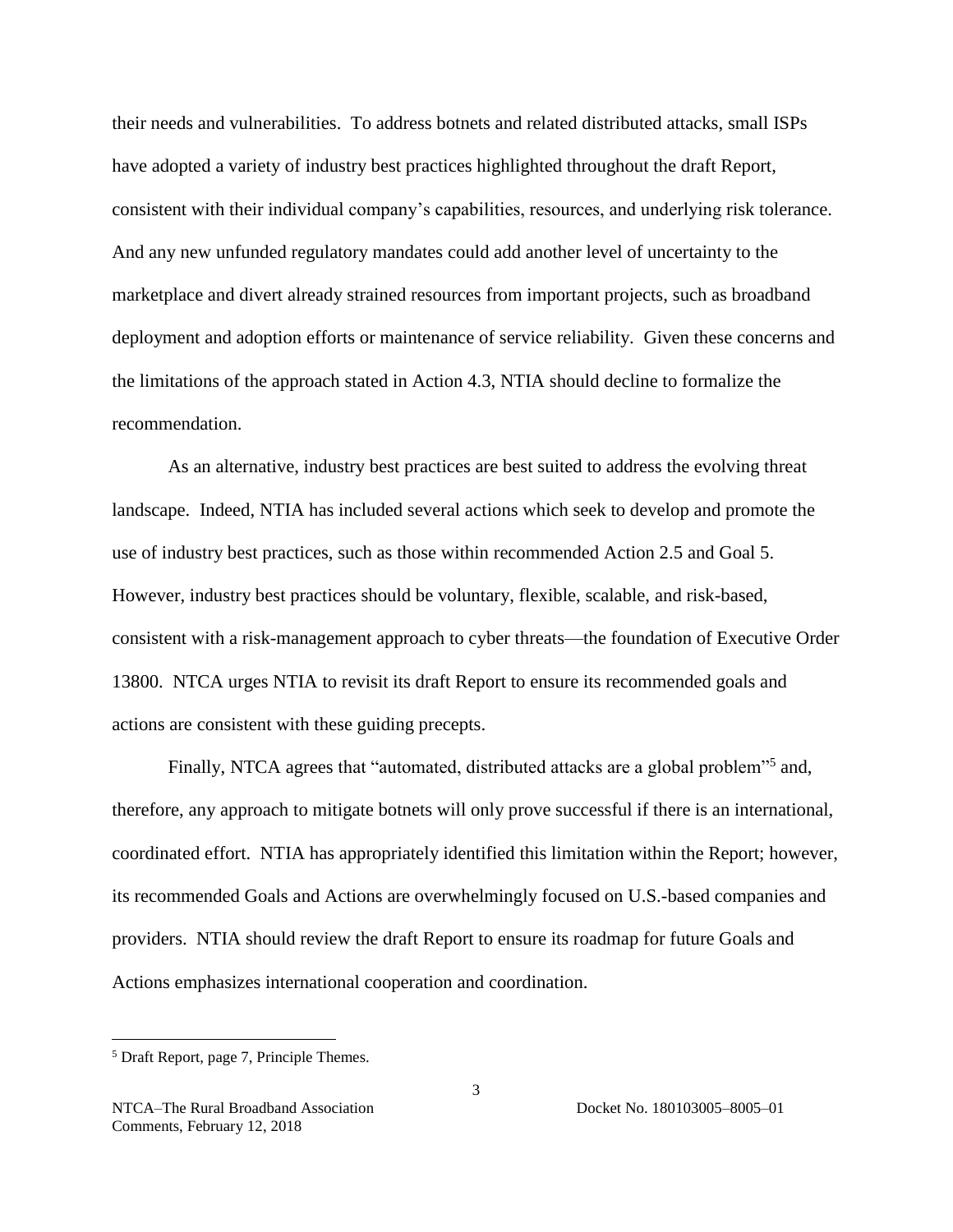their needs and vulnerabilities. To address botnets and related distributed attacks, small ISPs have adopted a variety of industry best practices highlighted throughout the draft Report, consistent with their individual company's capabilities, resources, and underlying risk tolerance. And any new unfunded regulatory mandates could add another level of uncertainty to the marketplace and divert already strained resources from important projects, such as broadband deployment and adoption efforts or maintenance of service reliability. Given these concerns and the limitations of the approach stated in Action 4.3, NTIA should decline to formalize the recommendation.

As an alternative, industry best practices are best suited to address the evolving threat landscape. Indeed, NTIA has included several actions which seek to develop and promote the use of industry best practices, such as those within recommended Action 2.5 and Goal 5. However, industry best practices should be voluntary, flexible, scalable, and risk-based, consistent with a risk-management approach to cyber threats—the foundation of Executive Order 13800. NTCA urges NTIA to revisit its draft Report to ensure its recommended goals and actions are consistent with these guiding precepts.

Finally, NTCA agrees that "automated, distributed attacks are a global problem"[5] and, therefore, any approach to mitigate botnets will only prove successful if there is an international, coordinated effort. NTIA has appropriately identified this limitation within the Report; however, its recommended Goals and Actions are overwhelmingly focused on U.S.-based companies and providers. NTIA should review the draft Report to ensure its roadmap for future Goals and Actions emphasizes international cooperation and coordination.

[5] Draft Report, page 7, Principle Themes.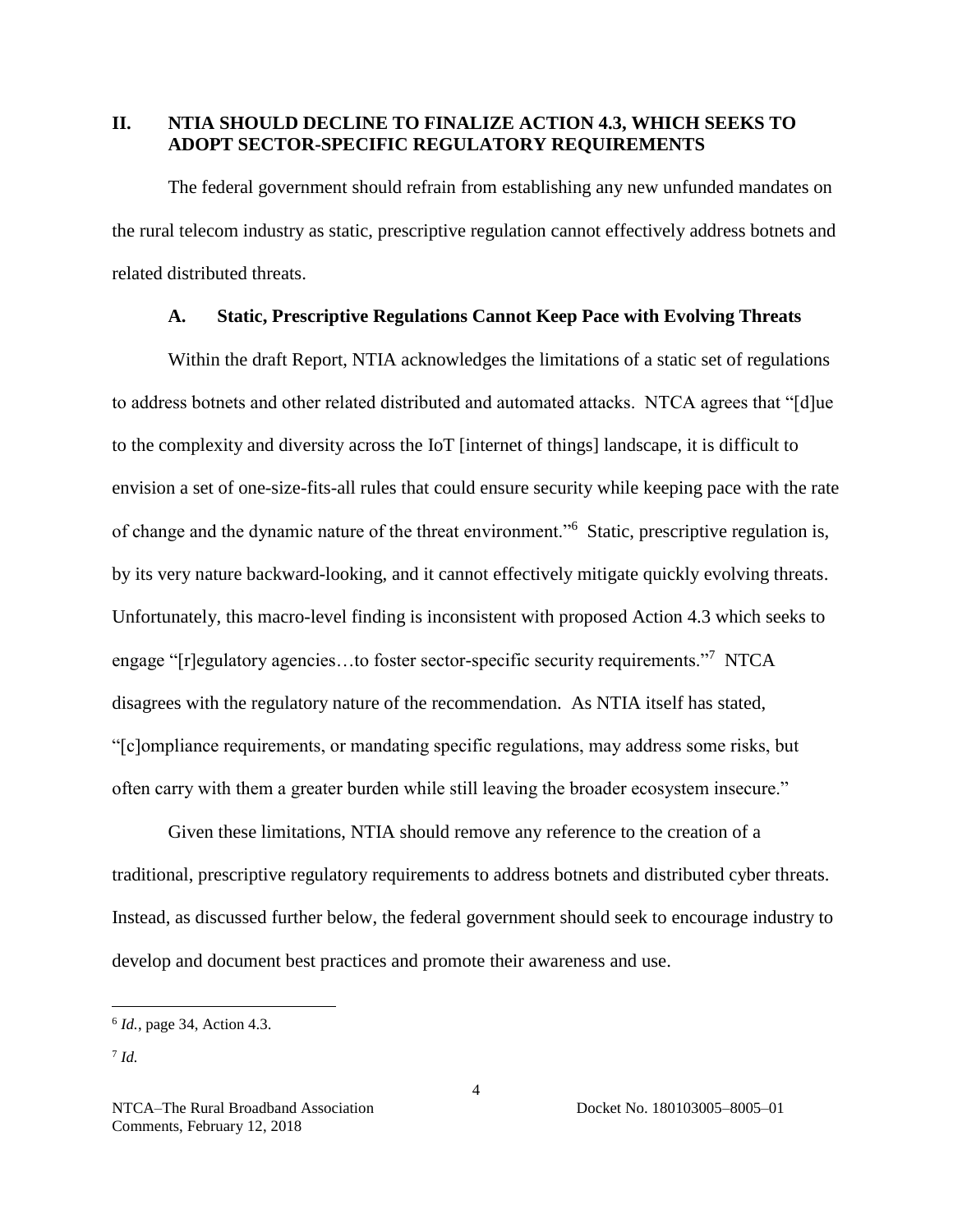## II. NTIA SHOULD DECLINE TO FINALIZE ACTION 4.3, WHICH SEEKS TO ADOPT SECTOR-SPECIFIC REGULATORY REQUIREMENTS

The federal government should refrain from establishing any new unfunded mandates on the rural telecom industry as static, prescriptive regulation cannot effectively address botnets and related distributed threats.

### A. Static, Prescriptive Regulations Cannot Keep Pace with Evolving Threats

Within the draft Report, NTIA acknowledges the limitations of a static set of regulations to address botnets and other related distributed and automated attacks. NTCA agrees that "[d]ue to the complexity and diversity across the IoT [internet of things] landscape, it is difficult to envision a set of one-size-fits-all rules that could ensure security while keeping pace with the rate of change and the dynamic nature of the threat environment."[6] Static, prescriptive regulation is, by its very nature backward-looking, and it cannot effectively mitigate quickly evolving threats. Unfortunately, this macro-level finding is inconsistent with proposed Action 4.3 which seeks to engage "[r]egulatory agencies…to foster sector-specific security requirements."[7] NTCA disagrees with the regulatory nature of the recommendation. As NTIA itself has stated, "[c]ompliance requirements, or mandating specific regulations, may address some risks, but often carry with them a greater burden while still leaving the broader ecosystem insecure."

Given these limitations, NTIA should remove any reference to the creation of a traditional, prescriptive regulatory requirements to address botnets and distributed cyber threats. Instead, as discussed further below, the federal government should seek to encourage industry to develop and document best practices and promote their awareness and use.

---

[6] *Id.*, page 34, Action 4.3.

[7] *Id.*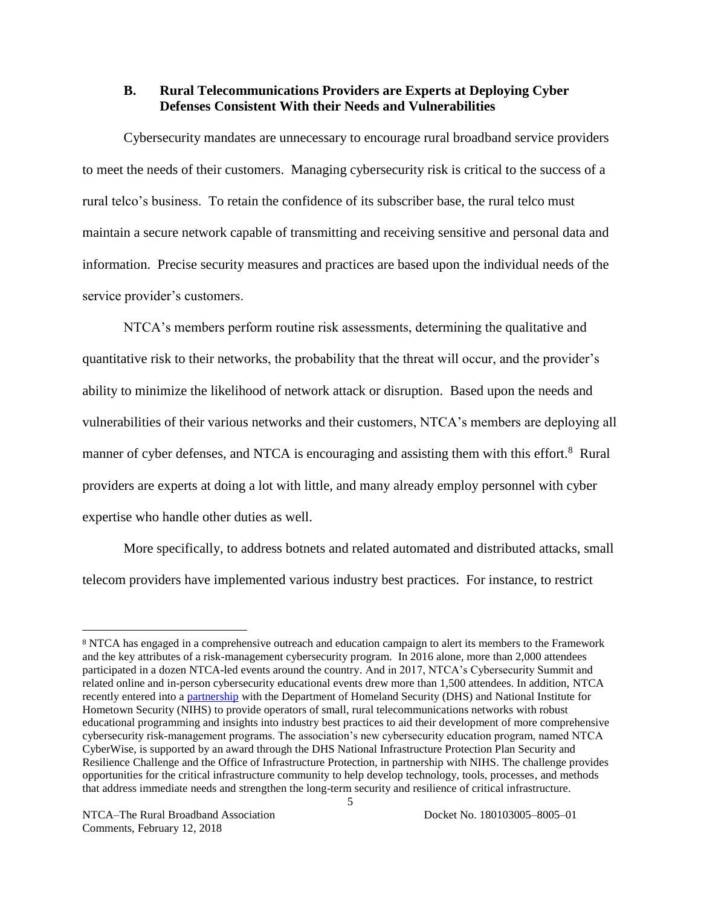### B. Rural Telecommunications Providers are Experts at Deploying Cyber Defenses Consistent With their Needs and Vulnerabilities

Cybersecurity mandates are unnecessary to encourage rural broadband service providers to meet the needs of their customers. Managing cybersecurity risk is critical to the success of a rural telco's business. To retain the confidence of its subscriber base, the rural telco must maintain a secure network capable of transmitting and receiving sensitive and personal data and information. Precise security measures and practices are based upon the individual needs of the service provider's customers.

NTCA's members perform routine risk assessments, determining the qualitative and quantitative risk to their networks, the probability that the threat will occur, and the provider's ability to minimize the likelihood of network attack or disruption. Based upon the needs and vulnerabilities of their various networks and their customers, NTCA's members are deploying all manner of cyber defenses, and NTCA is encouraging and assisting them with this effort.[8] Rural providers are experts at doing a lot with little, and many already employ personnel with cyber expertise who handle other duties as well.

More specifically, to address botnets and related automated and distributed attacks, small telecom providers have implemented various industry best practices. For instance, to restrict

---

[8] NTCA has engaged in a comprehensive outreach and education campaign to alert its members to the Framework and the key attributes of a risk-management cybersecurity program. In 2016 alone, more than 2,000 attendees participated in a dozen NTCA-led events around the country. And in 2017, NTCA's Cybersecurity Summit and related online and in-person cybersecurity educational events drew more than 1,500 attendees. In addition, NTCA recently entered into a partnership with the Department of Homeland Security (DHS) and National Institute for Hometown Security (NIHS) to provide operators of small, rural telecommunications networks with robust educational programming and insights into industry best practices to aid their development of more comprehensive cybersecurity risk-management programs. The association's new cybersecurity education program, named NTCA CyberWise, is supported by an award through the DHS National Infrastructure Protection Plan Security and Resilience Challenge and the Office of Infrastructure Protection, in partnership with NIHS. The challenge provides opportunities for the critical infrastructure community to help develop technology, tools, processes, and methods that address immediate needs and strengthen the long-term security and resilience of critical infrastructure.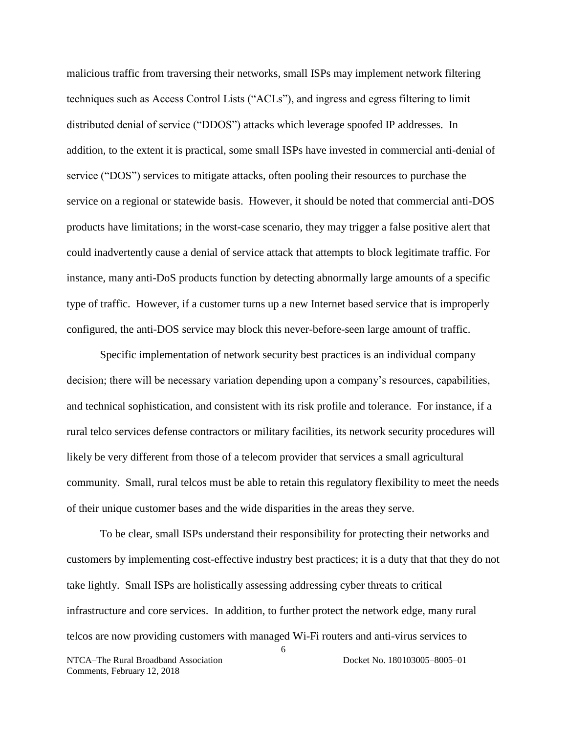malicious traffic from traversing their networks, small ISPs may implement network filtering techniques such as Access Control Lists ("ACLs"), and ingress and egress filtering to limit distributed denial of service ("DDOS") attacks which leverage spoofed IP addresses. In addition, to the extent it is practical, some small ISPs have invested in commercial anti-denial of service ("DOS") services to mitigate attacks, often pooling their resources to purchase the service on a regional or statewide basis. However, it should be noted that commercial anti-DOS products have limitations; in the worst-case scenario, they may trigger a false positive alert that could inadvertently cause a denial of service attack that attempts to block legitimate traffic. For instance, many anti-DoS products function by detecting abnormally large amounts of a specific type of traffic. However, if a customer turns up a new Internet based service that is improperly configured, the anti-DOS service may block this never-before-seen large amount of traffic.

Specific implementation of network security best practices is an individual company decision; there will be necessary variation depending upon a company's resources, capabilities, and technical sophistication, and consistent with its risk profile and tolerance. For instance, if a rural telco services defense contractors or military facilities, its network security procedures will likely be very different from those of a telecom provider that services a small agricultural community. Small, rural telcos must be able to retain this regulatory flexibility to meet the needs of their unique customer bases and the wide disparities in the areas they serve.

To be clear, small ISPs understand their responsibility for protecting their networks and customers by implementing cost-effective industry best practices; it is a duty that that they do not take lightly. Small ISPs are holistically assessing addressing cyber threats to critical infrastructure and core services. In addition, to further protect the network edge, many rural telcos are now providing customers with managed Wi-Fi routers and anti-virus services to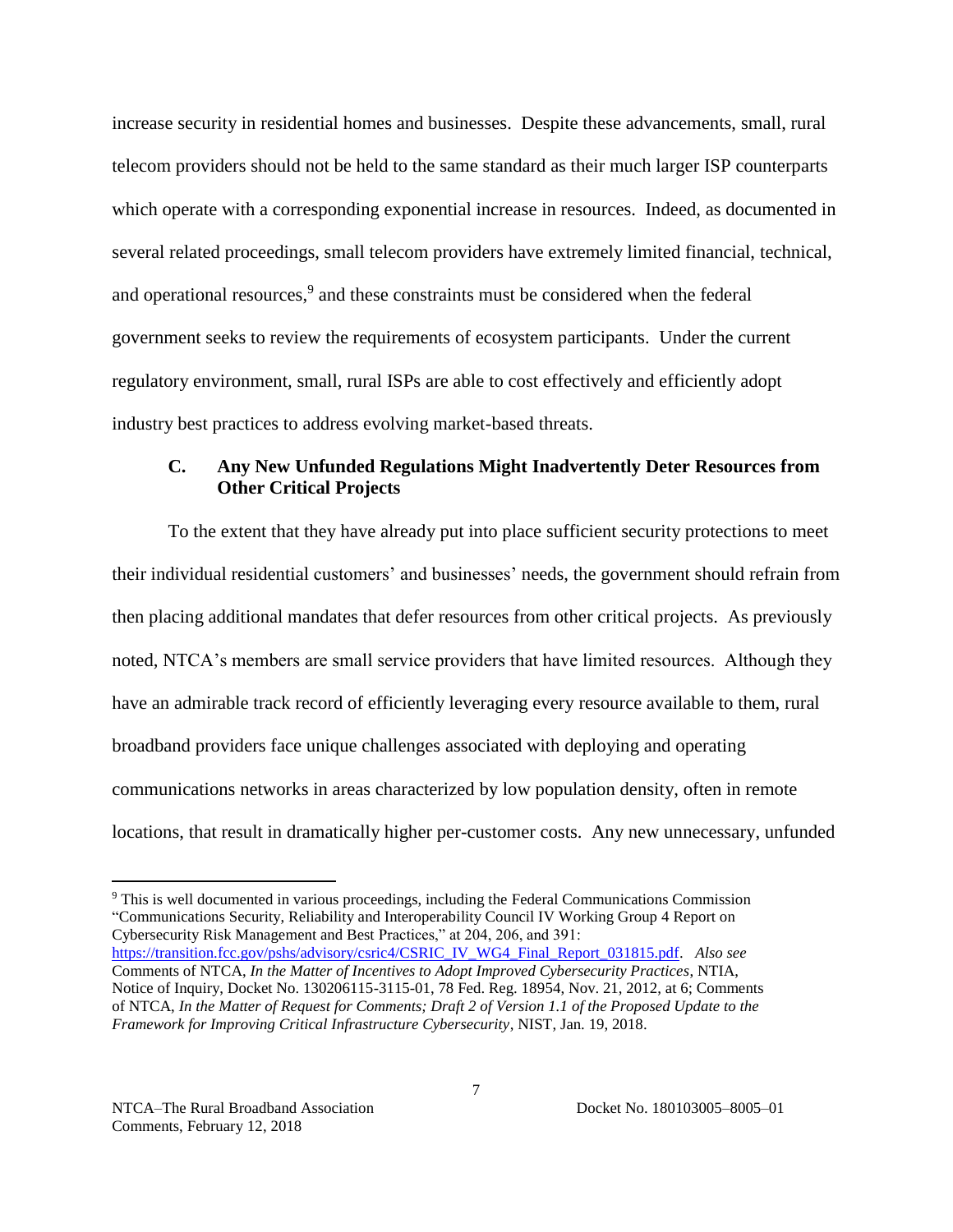increase security in residential homes and businesses. Despite these advancements, small, rural telecom providers should not be held to the same standard as their much larger ISP counterparts which operate with a corresponding exponential increase in resources. Indeed, as documented in several related proceedings, small telecom providers have extremely limited financial, technical, and operational resources,[9] and these constraints must be considered when the federal government seeks to review the requirements of ecosystem participants. Under the current regulatory environment, small, rural ISPs are able to cost effectively and efficiently adopt industry best practices to address evolving market-based threats.

### C. Any New Unfunded Regulations Might Inadvertently Deter Resources from Other Critical Projects

To the extent that they have already put into place sufficient security protections to meet their individual residential customers' and businesses' needs, the government should refrain from then placing additional mandates that defer resources from other critical projects. As previously noted, NTCA's members are small service providers that have limited resources. Although they have an admirable track record of efficiently leveraging every resource available to them, rural broadband providers face unique challenges associated with deploying and operating communications networks in areas characterized by low population density, often in remote locations, that result in dramatically higher per-customer costs. Any new unnecessary, unfunded

---

[9] This is well documented in various proceedings, including the Federal Communications Commission "Communications Security, Reliability and Interoperability Council IV Working Group 4 Report on Cybersecurity Risk Management and Best Practices," at 204, 206, and 391: https://transition.fcc.gov/pshs/advisory/csric4/CSRIC_IV_WG4_Final_Report_031815.pdf. *Also see* Comments of NTCA, *In the Matter of Incentives to Adopt Improved Cybersecurity Practices*, NTIA, Notice of Inquiry, Docket No. 130206115-3115-01, 78 Fed. Reg. 18954, Nov. 21, 2012, at 6; Comments of NTCA, *In the Matter of Request for Comments; Draft 2 of Version 1.1 of the Proposed Update to the Framework for Improving Critical Infrastructure Cybersecurity*, NIST, Jan. 19, 2018.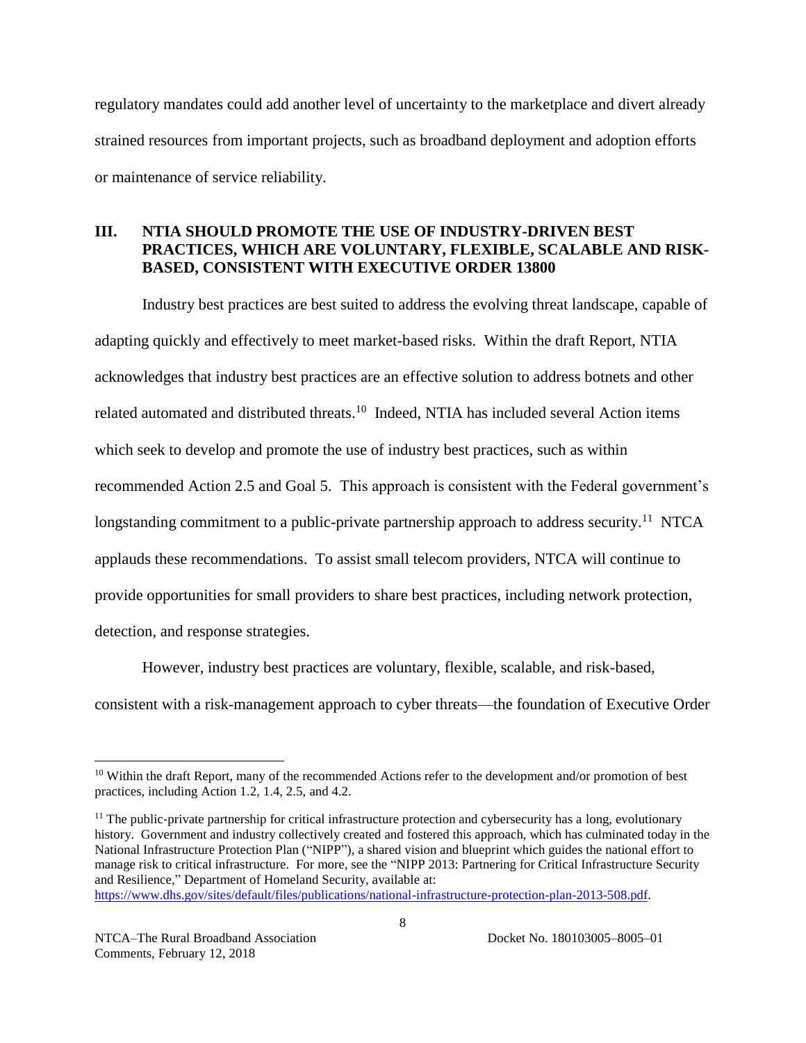regulatory mandates could add another level of uncertainty to the marketplace and divert already strained resources from important projects, such as broadband deployment and adoption efforts or maintenance of service reliability.

## III. NTIA SHOULD PROMOTE THE USE OF INDUSTRY-DRIVEN BEST PRACTICES, WHICH ARE VOLUNTARY, FLEXIBLE, SCALABLE AND RISK-BASED, CONSISTENT WITH EXECUTIVE ORDER 13800

Industry best practices are best suited to address the evolving threat landscape, capable of adapting quickly and effectively to meet market-based risks. Within the draft Report, NTIA acknowledges that industry best practices are an effective solution to address botnets and other related automated and distributed threats.[10] Indeed, NTIA has included several Action items which seek to develop and promote the use of industry best practices, such as within recommended Action 2.5 and Goal 5. This approach is consistent with the Federal government's longstanding commitment to a public-private partnership approach to address security.[11] NTCA applauds these recommendations. To assist small telecom providers, NTCA will continue to provide opportunities for small providers to share best practices, including network protection, detection, and response strategies.

However, industry best practices are voluntary, flexible, scalable, and risk-based, consistent with a risk-management approach to cyber threats—the foundation of Executive Order

---

[10] Within the draft Report, many of the recommended Actions refer to the development and/or promotion of best practices, including Action 1.2, 1.4, 2.5, and 4.2.

[11] The public-private partnership for critical infrastructure protection and cybersecurity has a long, evolutionary history. Government and industry collectively created and fostered this approach, which has culminated today in the National Infrastructure Protection Plan ("NIPP"), a shared vision and blueprint which guides the national effort to manage risk to critical infrastructure. For more, see the "NIPP 2013: Partnering for Critical Infrastructure Security and Resilience," Department of Homeland Security, available at: https://www.dhs.gov/sites/default/files/publications/national-infrastructure-protection-plan-2013-508.pdf.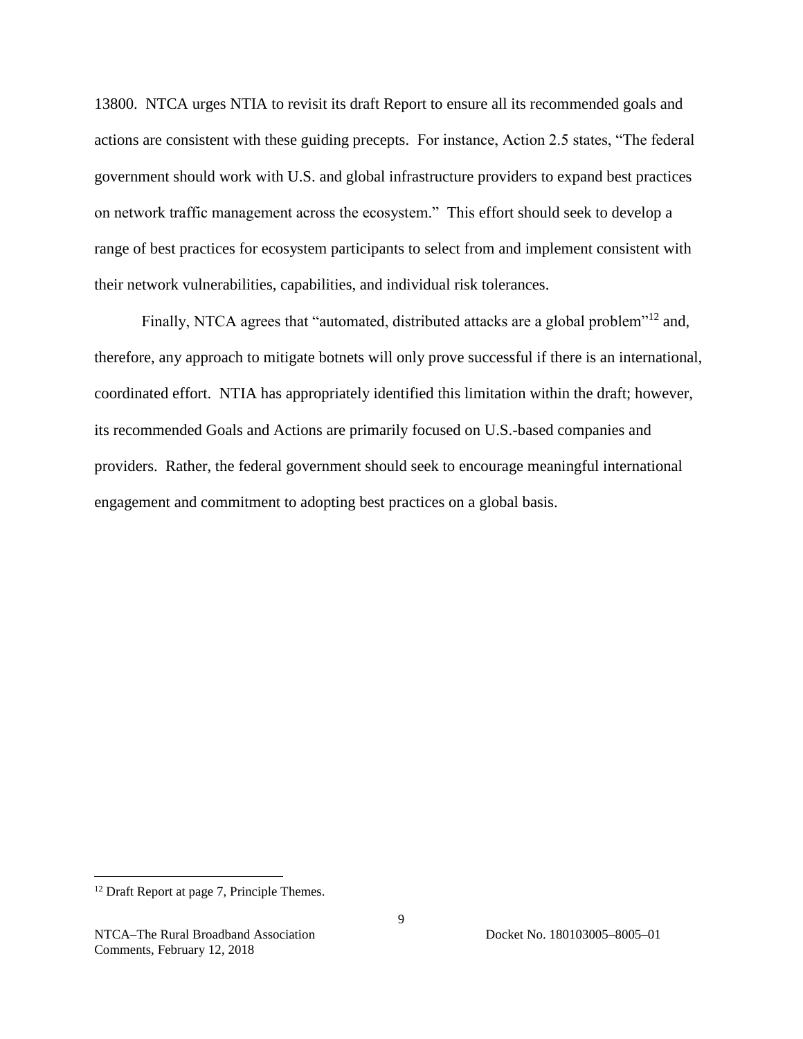13800. NTCA urges NTIA to revisit its draft Report to ensure all its recommended goals and actions are consistent with these guiding precepts. For instance, Action 2.5 states, "The federal government should work with U.S. and global infrastructure providers to expand best practices on network traffic management across the ecosystem." This effort should seek to develop a range of best practices for ecosystem participants to select from and implement consistent with their network vulnerabilities, capabilities, and individual risk tolerances.

Finally, NTCA agrees that "automated, distributed attacks are a global problem"[12] and, therefore, any approach to mitigate botnets will only prove successful if there is an international, coordinated effort. NTIA has appropriately identified this limitation within the draft; however, its recommended Goals and Actions are primarily focused on U.S.-based companies and providers. Rather, the federal government should seek to encourage meaningful international engagement and commitment to adopting best practices on a global basis.

[12] Draft Report at page 7, Principle Themes.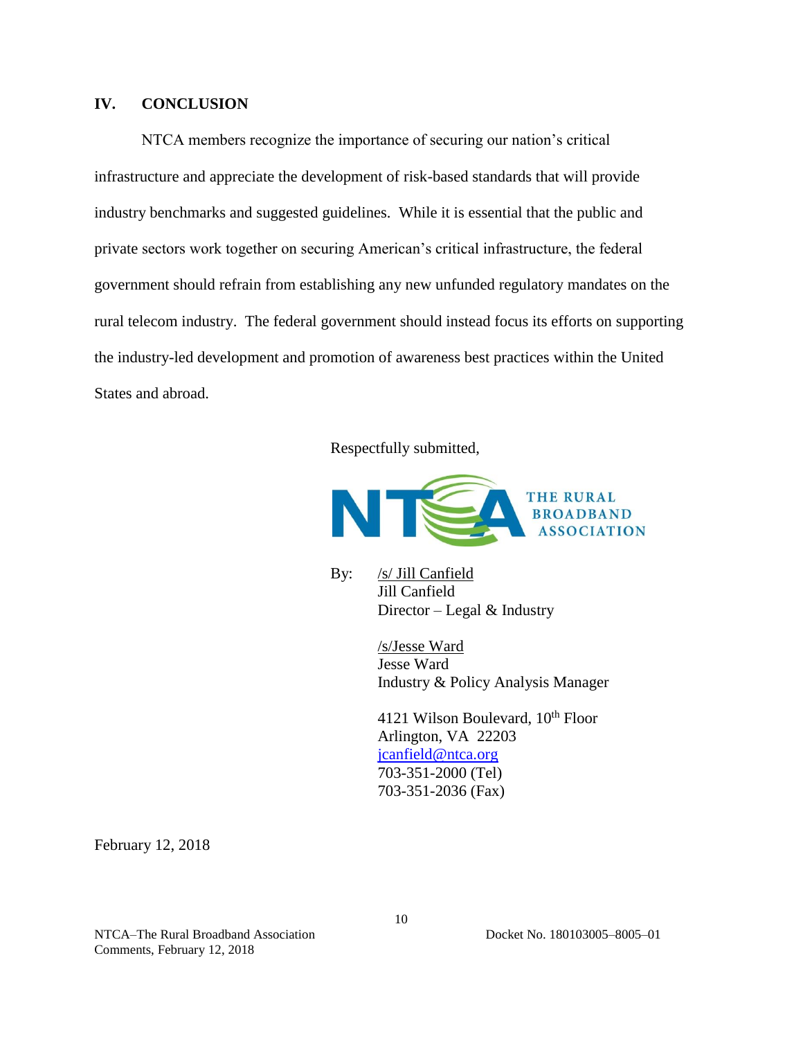## IV. CONCLUSION

NTCA members recognize the importance of securing our nation's critical infrastructure and appreciate the development of risk-based standards that will provide industry benchmarks and suggested guidelines. While it is essential that the public and private sectors work together on securing American's critical infrastructure, the federal government should refrain from establishing any new unfunded regulatory mandates on the rural telecom industry. The federal government should instead focus its efforts on supporting the industry-led development and promotion of awareness best practices within the United States and abroad.

Respectfully submitted,

NTCA THE RURAL BROADBAND ASSOCIATION

By: /s/ Jill Canfield
Jill Canfield
Director – Legal & Industry

/s/Jesse Ward
Jesse Ward
Industry & Policy Analysis Manager

4121 Wilson Boulevard, 10th Floor
Arlington, VA 22203
jcanfield@ntca.org
703-351-2000 (Tel)
703-351-2036 (Fax)

February 12, 2018

NTCA–The Rural Broadband Association
Comments, February 12, 2018

Docket No. 180103005–8005–01